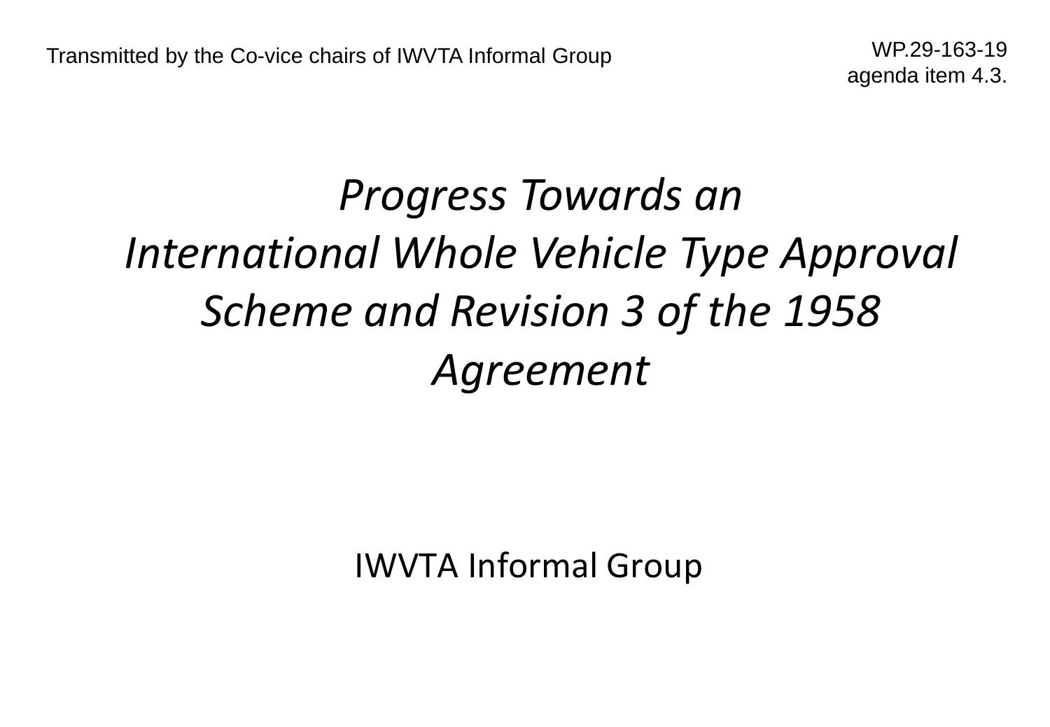Transmitted by the Co-vice chairs of IWVTA Informal Group

WP.29-163-19
agenda item 4.3.

# *Progress Towards an International Whole Vehicle Type Approval Scheme and Revision 3 of the 1958 Agreement*

IWVTA Informal Group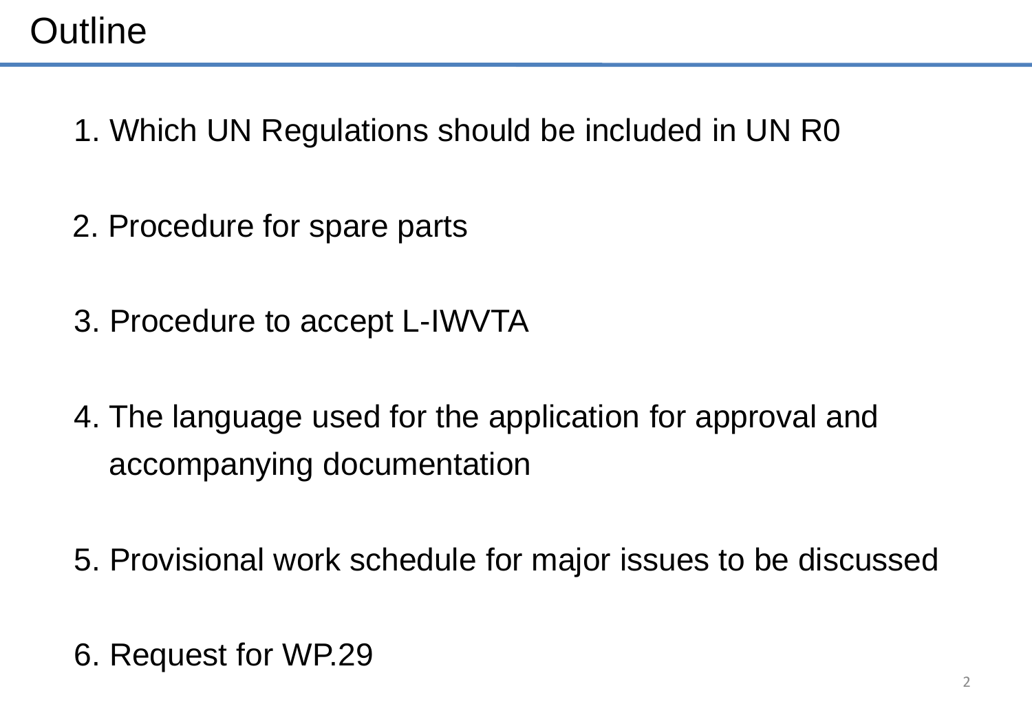# Outline

1. Which UN Regulations should be included in UN R0

2. Procedure for spare parts

3. Procedure to accept L-IWVTA

4. The language used for the application for approval and accompanying documentation

5. Provisional work schedule for major issues to be discussed

6. Request for WP.29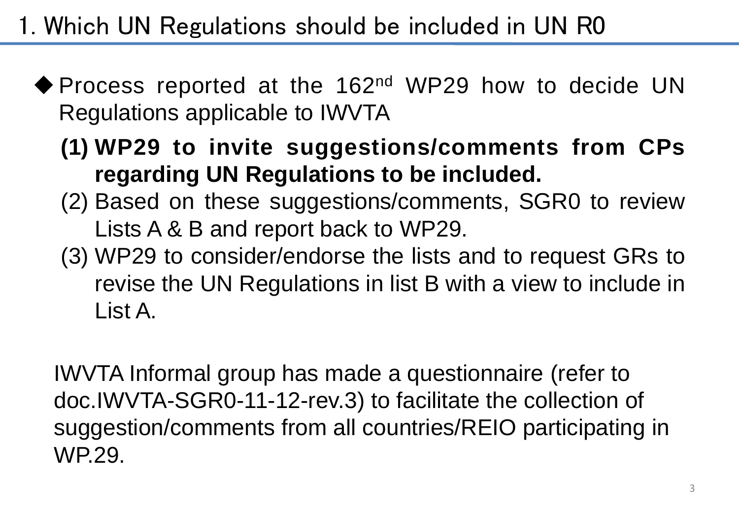# 1. Which UN Regulations should be included in UN R0

- Process reported at the 162nd WP29 how to decide UN Regulations applicable to IWVTA

  **(1) WP29 to invite suggestions/comments from CPs regarding UN Regulations to be included.**

  (2) Based on these suggestions/comments, SGR0 to review Lists A & B and report back to WP29.

  (3) WP29 to consider/endorse the lists and to request GRs to revise the UN Regulations in list B with a view to include in List A.

IWVTA Informal group has made a questionnaire (refer to doc.IWVTA-SGR0-11-12-rev.3) to facilitate the collection of suggestion/comments from all countries/REIO participating in WP.29.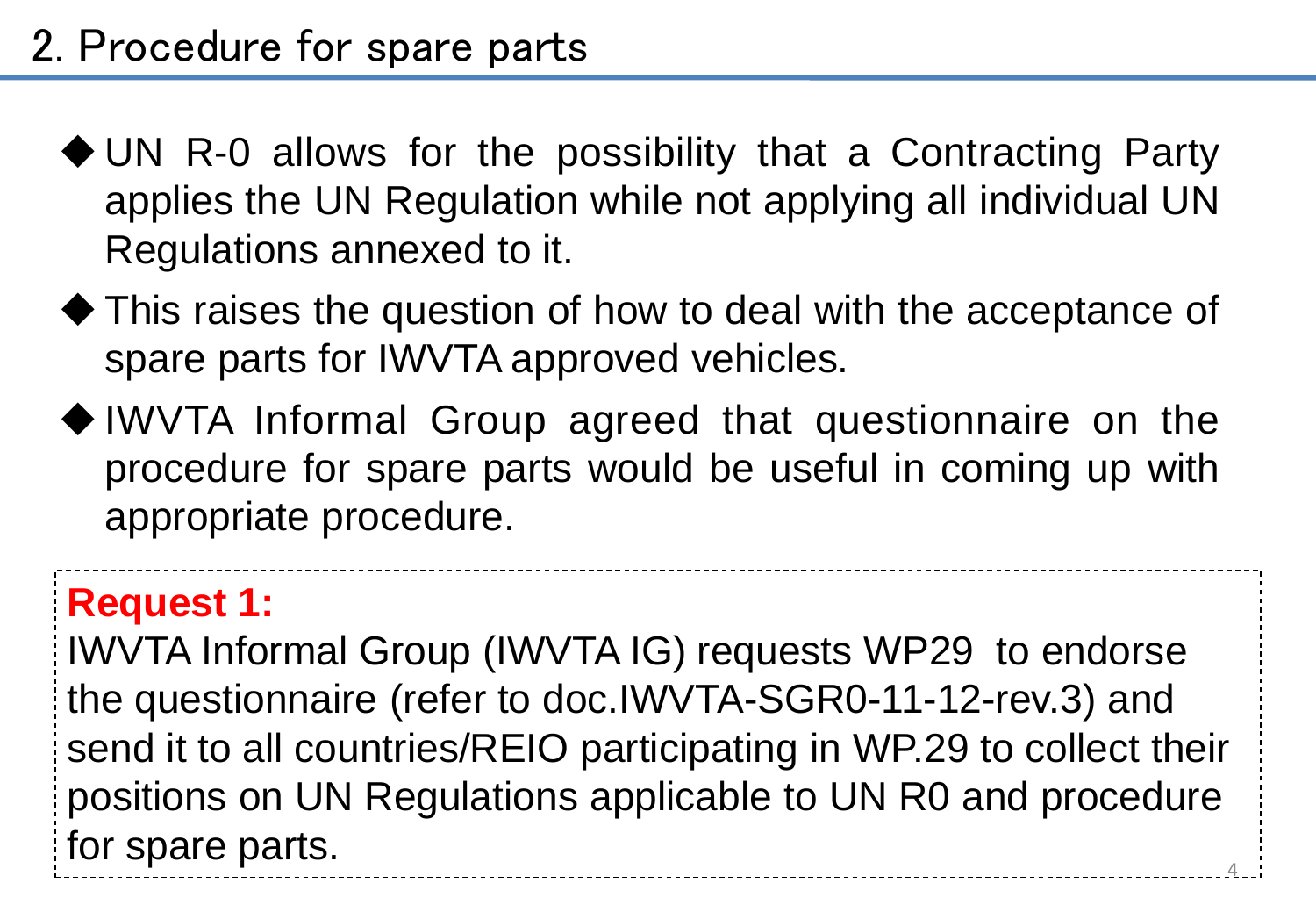## 2. Procedure for spare parts

- UN R-0 allows for the possibility that a Contracting Party applies the UN Regulation while not applying all individual UN Regulations annexed to it.
- This raises the question of how to deal with the acceptance of spare parts for IWVTA approved vehicles.
- IWVTA Informal Group agreed that questionnaire on the procedure for spare parts would be useful in coming up with appropriate procedure.

**Request 1:**
IWVTA Informal Group (IWVTA IG) requests WP29 to endorse the questionnaire (refer to doc.IWVTA-SGR0-11-12-rev.3) and send it to all countries/REIO participating in WP.29 to collect their positions on UN Regulations applicable to UN R0 and procedure for spare parts.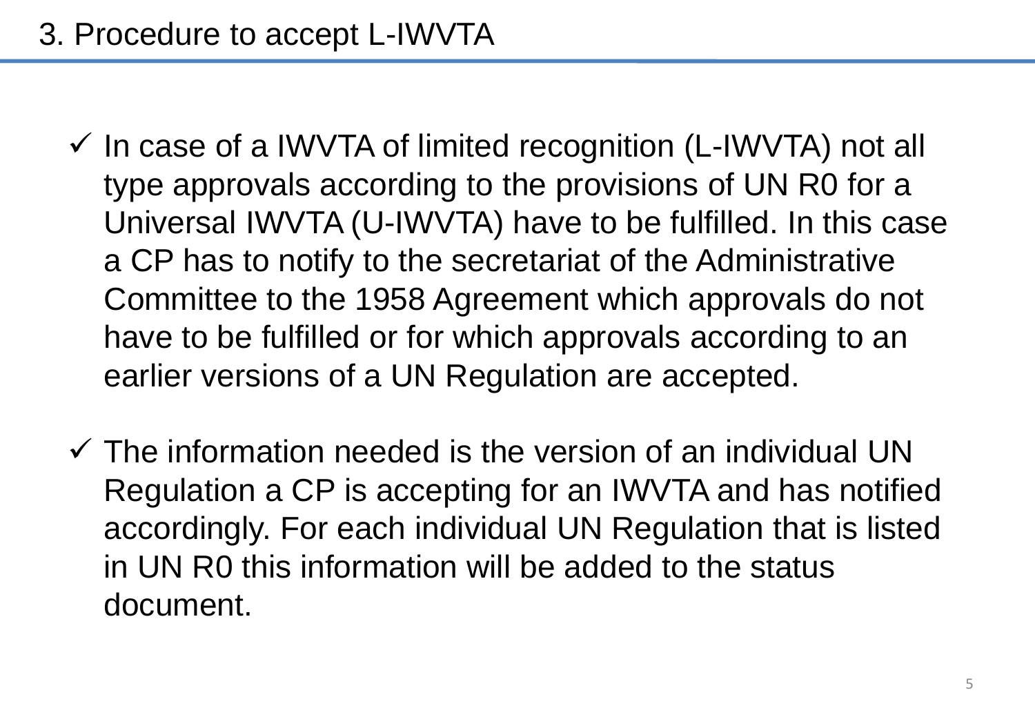# 3. Procedure to accept L-IWVTA

- ✓ In case of a IWVTA of limited recognition (L-IWVTA) not all type approvals according to the provisions of UN R0 for a Universal IWVTA (U-IWVTA) have to be fulfilled. In this case a CP has to notify to the secretariat of the Administrative Committee to the 1958 Agreement which approvals do not have to be fulfilled or for which approvals according to an earlier versions of a UN Regulation are accepted.

- ✓ The information needed is the version of an individual UN Regulation a CP is accepting for an IWVTA and has notified accordingly. For each individual UN Regulation that is listed in UN R0 this information will be added to the status document.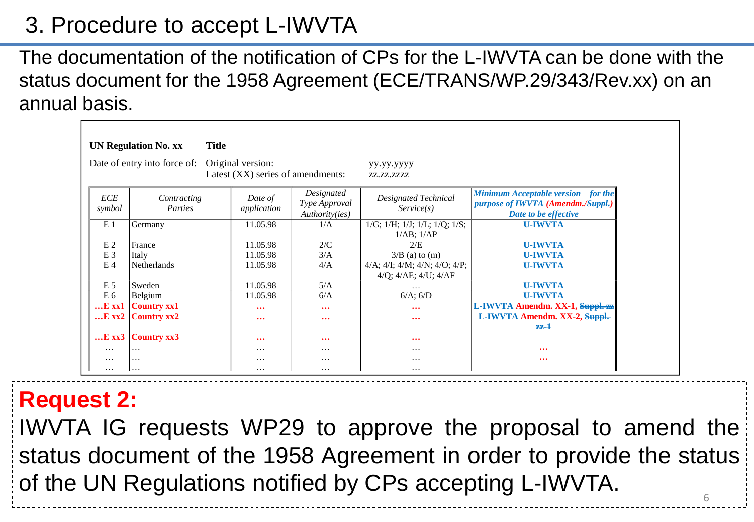# 3. Procedure to accept L-IWVTA

The documentation of the notification of CPs for the L-IWVTA can be done with the status document for the 1958 Agreement (ECE/TRANS/WP.29/343/Rev.xx) on an annual basis.

**UN Regulation No. xx** **Title**

Date of entry into force of: Original version: yy.yy.yyyy
Latest (XX) series of amendments: zz.zz.zzzz

| *ECE symbol* | *Contracting Parties* | *Date of application* | *Designated Type Approval Authority(ies)* | *Designated Technical Service(s)* | ***Minimum Acceptable version for the purpose of IWVTA (Amendm./~~Suppl.~~) Date to be effective*** |
|---|---|---|---|---|---|
| E 1 | Germany | 11.05.98 | 1/A | 1/G; 1/H; 1/J; 1/L; 1/Q; 1/S; 1/AB; 1/AP | **U-IWVTA** |
| E 2 | France | 11.05.98 | 2/C | 2/E | **U-IWVTA** |
| E 3 | Italy | 11.05.98 | 3/A | 3/B (a) to (m) | **U-IWVTA** |
| E 4 | Netherlands | 11.05.98 | 4/A | 4/A; 4/I; 4/M; 4/N; 4/O; 4/P; 4/Q; 4/AE; 4/U; 4/AF | **U-IWVTA** |
| E 5 | Sweden | 11.05.98 | 5/A | … | **U-IWVTA** |
| E 6 | Belgium | 11.05.98 | 6/A | 6/A; 6/D | **U-IWVTA** |
| **…E xx1** | **Country xx1** | **…** | **…** | **…** | **L-IWVTA Amendm. XX-1, ~~Suppl. zz~~** |
| **…E xx2** | **Country xx2** | **…** | **…** | **…** | **L-IWVTA Amendm. XX-2, ~~Suppl. zz-1~~** |
| **…E xx3** | **Country xx3** | **…** | **…** | **…** | |
| … | … | … | … | … | **…** |
| … | … | … | … | … | **…** |
| … | … | … | … | … | |

**Request 2:**

IWVTA IG requests WP29 to approve the proposal to amend the status document of the 1958 Agreement in order to provide the status of the UN Regulations notified by CPs accepting L-IWVTA.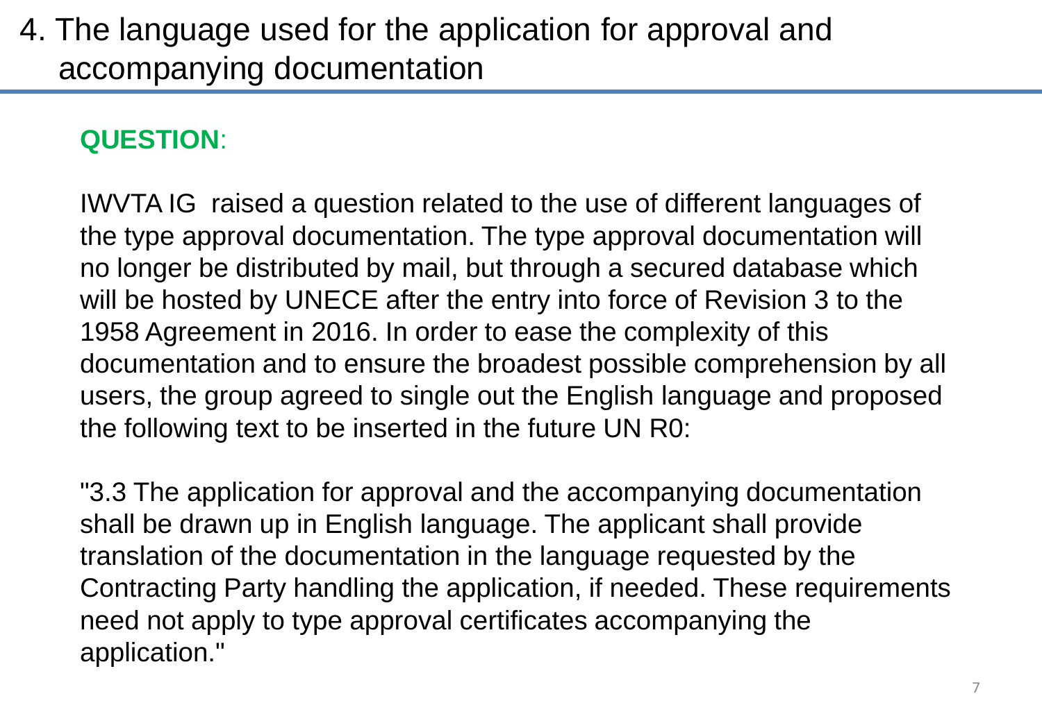# 4. The language used for the application for approval and accompanying documentation

**QUESTION**:

IWVTA IG raised a question related to the use of different languages of the type approval documentation. The type approval documentation will no longer be distributed by mail, but through a secured database which will be hosted by UNECE after the entry into force of Revision 3 to the 1958 Agreement in 2016. In order to ease the complexity of this documentation and to ensure the broadest possible comprehension by all users, the group agreed to single out the English language and proposed the following text to be inserted in the future UN R0:

"3.3 The application for approval and the accompanying documentation shall be drawn up in English language. The applicant shall provide translation of the documentation in the language requested by the Contracting Party handling the application, if needed. These requirements need not apply to type approval certificates accompanying the application."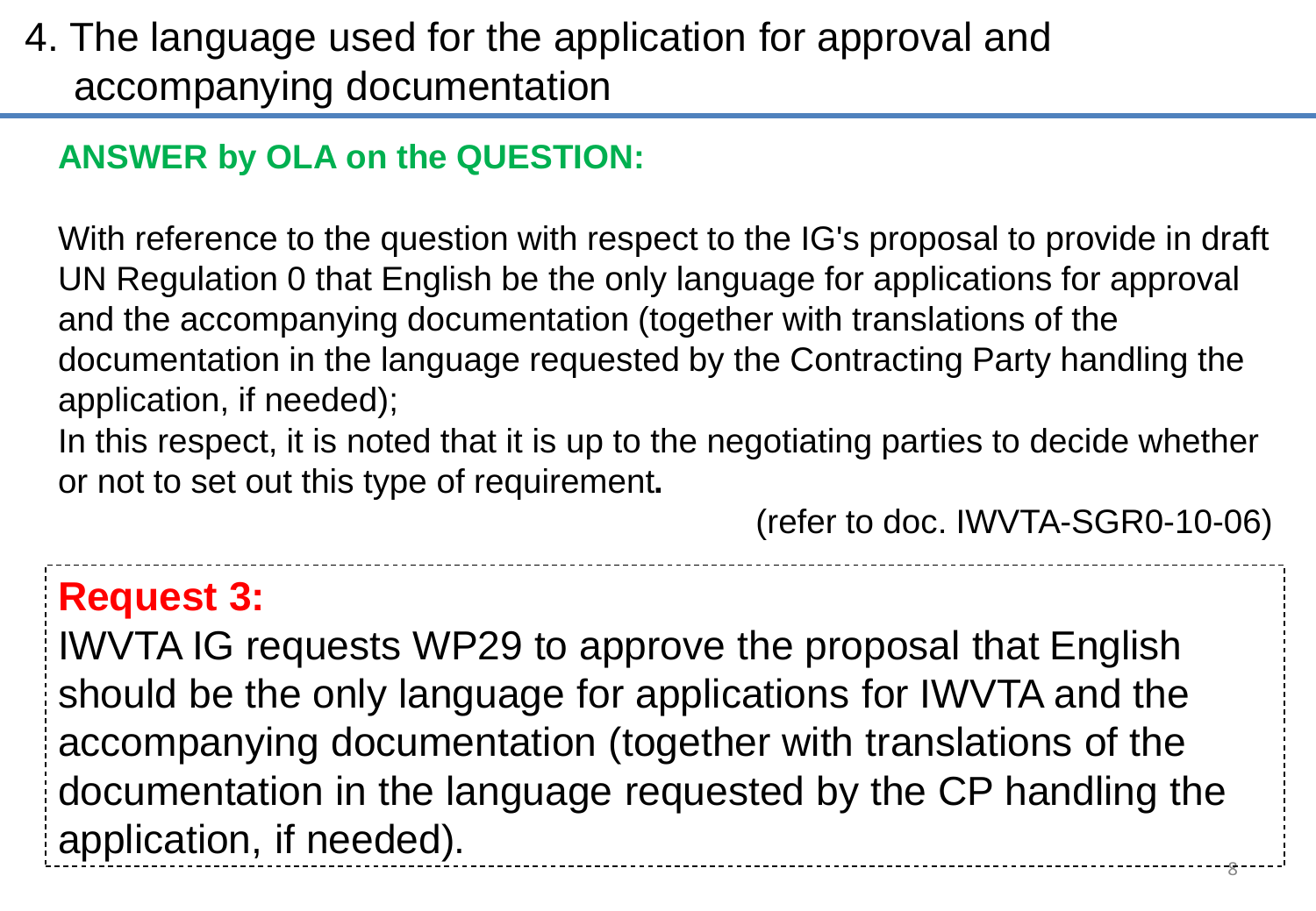# 4. The language used for the application for approval and accompanying documentation

**ANSWER by OLA on the QUESTION:**

With reference to the question with respect to the IG's proposal to provide in draft UN Regulation 0 that English be the only language for applications for approval and the accompanying documentation (together with translations of the documentation in the language requested by the Contracting Party handling the application, if needed);

In this respect, it is noted that it is up to the negotiating parties to decide whether or not to set out this type of requirement**.**

(refer to doc. IWVTA-SGR0-10-06)

**Request 3:**

IWVTA IG requests WP29 to approve the proposal that English should be the only language for applications for IWVTA and the accompanying documentation (together with translations of the documentation in the language requested by the CP handling the application, if needed).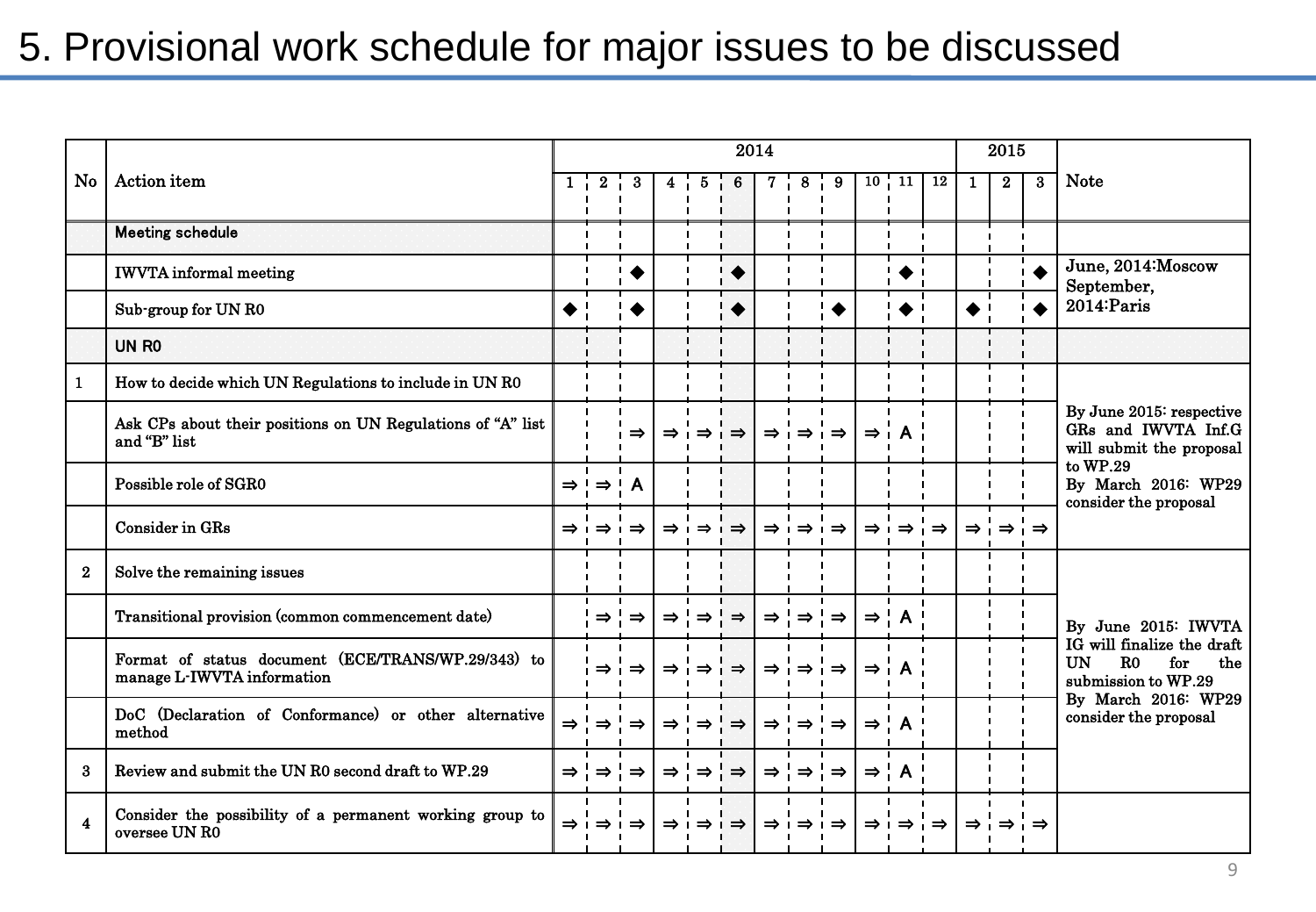# 5. Provisional work schedule for major issues to be discussed

| No | Action item | 2014 | | | | | | | | | | | | 2015 | | | Note |
|---|---|---|---|---|---|---|---|---|---|---|---|---|---|---|---|---|---|
| | | 1 | 2 | 3 | 4 | 5 | 6 | 7 | 8 | 9 | 10 | 11 | 12 | 1 | 2 | 3 | |
| | **Meeting schedule** | | | | | | | | | | | | | | | | |
| | IWVTA informal meeting | | | ◆ | | | ◆ | | | | | ◆ | | | | ◆ | June, 2014:Moscow September, 2014:Paris |
| | Sub-group for UN R0 | ◆ | | ◆ | | | ◆ | | | ◆ | | ◆ | | ◆ | | ◆ | |
| | **UN R0** | | | | | | | | | | | | | | | | |
| 1 | How to decide which UN Regulations to include in UN R0 | | | | | | | | | | | | | | | | By June 2015: respective GRs and IWVTA Inf.G will submit the proposal to WP.29 By March 2016: WP29 consider the proposal |
| | Ask CPs about their positions on UN Regulations of "A" list and "B" list | | | ⇒ | ⇒ | ⇒ | ⇒ | ⇒ | ⇒ | ⇒ | ⇒ | A | | | | | |
| | Possible role of SGR0 | ⇒ | ⇒ | A | | | | | | | | | | | | | |
| | Consider in GRs | ⇒ | ⇒ | ⇒ | ⇒ | ⇒ | ⇒ | ⇒ | ⇒ | ⇒ | ⇒ | ⇒ | ⇒ | ⇒ | ⇒ | ⇒ | |
| 2 | Solve the remaining issues | | | | | | | | | | | | | | | | By June 2015: IWVTA IG will finalize the draft UN R0 for the submission to WP.29 By March 2016: WP29 consider the proposal |
| | Transitional provision (common commencement date) | | ⇒ | ⇒ | ⇒ | ⇒ | ⇒ | ⇒ | ⇒ | ⇒ | ⇒ | A | | | | | |
| | Format of status document (ECE/TRANS/WP.29/343) to manage L-IWVTA information | | ⇒ | ⇒ | ⇒ | ⇒ | ⇒ | ⇒ | ⇒ | ⇒ | ⇒ | A | | | | | |
| | DoC (Declaration of Conformance) or other alternative method | ⇒ | ⇒ | ⇒ | ⇒ | ⇒ | ⇒ | ⇒ | ⇒ | ⇒ | ⇒ | A | | | | | |
| 3 | Review and submit the UN R0 second draft to WP.29 | ⇒ | ⇒ | ⇒ | ⇒ | ⇒ | ⇒ | ⇒ | ⇒ | ⇒ | ⇒ | A | | | | | |
| 4 | Consider the possibility of a permanent working group to oversee UN R0 | ⇒ | ⇒ | ⇒ | ⇒ | ⇒ | ⇒ | ⇒ | ⇒ | ⇒ | ⇒ | ⇒ | ⇒ | ⇒ | ⇒ | ⇒ | |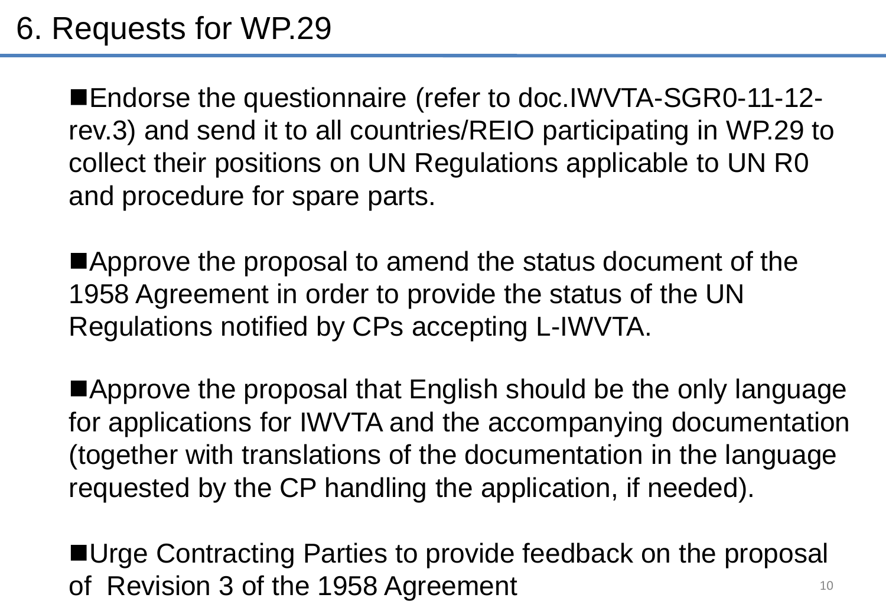# 6. Requests for WP.29

- Endorse the questionnaire (refer to doc.IWVTA-SGR0-11-12-rev.3) and send it to all countries/REIO participating in WP.29 to collect their positions on UN Regulations applicable to UN R0 and procedure for spare parts.

- Approve the proposal to amend the status document of the 1958 Agreement in order to provide the status of the UN Regulations notified by CPs accepting L-IWVTA.

- Approve the proposal that English should be the only language for applications for IWVTA and the accompanying documentation (together with translations of the documentation in the language requested by the CP handling the application, if needed).

- Urge Contracting Parties to provide feedback on the proposal of Revision 3 of the 1958 Agreement